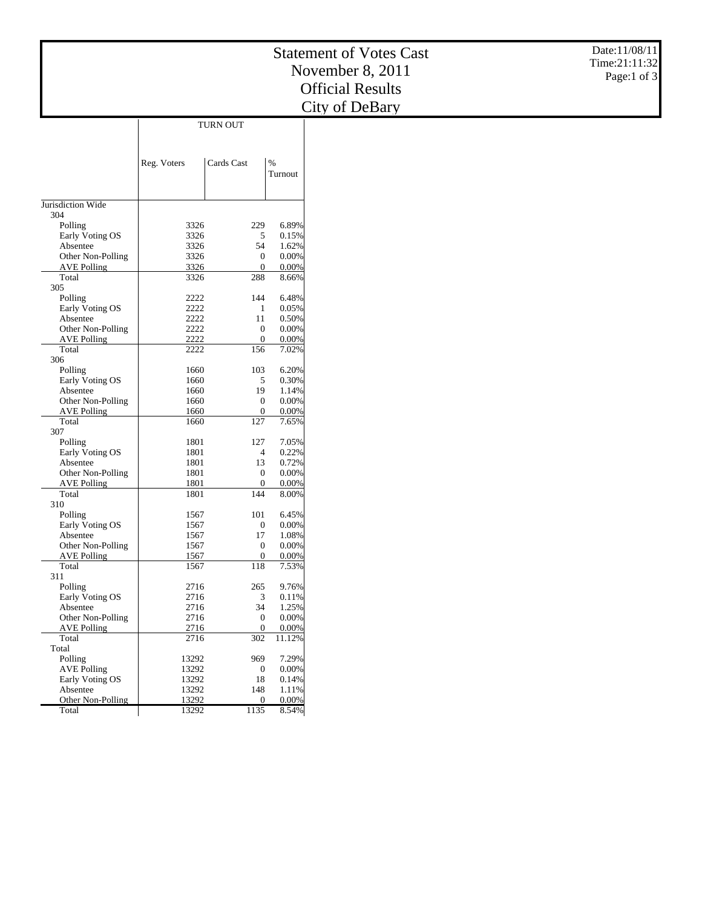# Statement of Votes Cast
# November 8, 2011
# Official Results
# City of DeBary

Date:11/08/11
Time:21:11:32

| | TURN OUT | | |
|---|---|---|---|
| | Reg. Voters | Cards Cast | % Turnout |
| Jurisdiction Wide | | | |
| 304 | | | |
| Polling | 3326 | 229 | 6.89% |
| Early Voting OS | 3326 | 5 | 0.15% |
| Absentee | 3326 | 54 | 1.62% |
| Other Non-Polling | 3326 | 0 | 0.00% |
| AVE Polling | 3326 | 0 | 0.00% |
| Total | 3326 | 288 | 8.66% |
| 305 | | | |
| Polling | 2222 | 144 | 6.48% |
| Early Voting OS | 2222 | 1 | 0.05% |
| Absentee | 2222 | 11 | 0.50% |
| Other Non-Polling | 2222 | 0 | 0.00% |
| AVE Polling | 2222 | 0 | 0.00% |
| Total | 2222 | 156 | 7.02% |
| 306 | | | |
| Polling | 1660 | 103 | 6.20% |
| Early Voting OS | 1660 | 5 | 0.30% |
| Absentee | 1660 | 19 | 1.14% |
| Other Non-Polling | 1660 | 0 | 0.00% |
| AVE Polling | 1660 | 0 | 0.00% |
| Total | 1660 | 127 | 7.65% |
| 307 | | | |
| Polling | 1801 | 127 | 7.05% |
| Early Voting OS | 1801 | 4 | 0.22% |
| Absentee | 1801 | 13 | 0.72% |
| Other Non-Polling | 1801 | 0 | 0.00% |
| AVE Polling | 1801 | 0 | 0.00% |
| Total | 1801 | 144 | 8.00% |
| 310 | | | |
| Polling | 1567 | 101 | 6.45% |
| Early Voting OS | 1567 | 0 | 0.00% |
| Absentee | 1567 | 17 | 1.08% |
| Other Non-Polling | 1567 | 0 | 0.00% |
| AVE Polling | 1567 | 0 | 0.00% |
| Total | 1567 | 118 | 7.53% |
| 311 | | | |
| Polling | 2716 | 265 | 9.76% |
| Early Voting OS | 2716 | 3 | 0.11% |
| Absentee | 2716 | 34 | 1.25% |
| Other Non-Polling | 2716 | 0 | 0.00% |
| AVE Polling | 2716 | 0 | 0.00% |
| Total | 2716 | 302 | 11.12% |
| Total | | | |
| Polling | 13292 | 969 | 7.29% |
| AVE Polling | 13292 | 0 | 0.00% |
| Early Voting OS | 13292 | 18 | 0.14% |
| Absentee | 13292 | 148 | 1.11% |
| Other Non-Polling | 13292 | 0 | 0.00% |
| Total | 13292 | 1135 | 8.54% |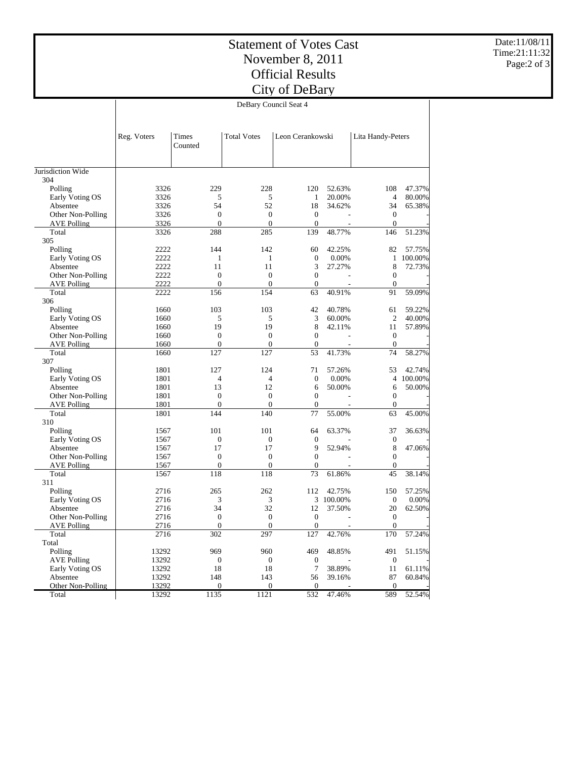# Statement of Votes Cast
## November 8, 2011
## Official Results
## City of DeBary

Date:11/08/11
Time:21:11:32

| | DeBary Council Seat 4 | | | | | | |
|---|---|---|---|---|---|---|---|
| | Reg. Voters | Times Counted | Total Votes | Leon Cerankowski | | Lita Handy-Peters | |
| Jurisdiction Wide | | | | | | | |
| 304 | | | | | | | |
| Polling | 3326 | 229 | 228 | 120 | 52.63% | 108 | 47.37% |
| Early Voting OS | 3326 | 5 | 5 | 1 | 20.00% | 4 | 80.00% |
| Absentee | 3326 | 54 | 52 | 18 | 34.62% | 34 | 65.38% |
| Other Non-Polling | 3326 | 0 | 0 | 0 | - | 0 | - |
| AVE Polling | 3326 | 0 | 0 | 0 | - | 0 | - |
| Total | 3326 | 288 | 285 | 139 | 48.77% | 146 | 51.23% |
| 305 | | | | | | | |
| Polling | 2222 | 144 | 142 | 60 | 42.25% | 82 | 57.75% |
| Early Voting OS | 2222 | 1 | 1 | 0 | 0.00% | 1 | 100.00% |
| Absentee | 2222 | 11 | 11 | 3 | 27.27% | 8 | 72.73% |
| Other Non-Polling | 2222 | 0 | 0 | 0 | - | 0 | - |
| AVE Polling | 2222 | 0 | 0 | 0 | - | 0 | - |
| Total | 2222 | 156 | 154 | 63 | 40.91% | 91 | 59.09% |
| 306 | | | | | | | |
| Polling | 1660 | 103 | 103 | 42 | 40.78% | 61 | 59.22% |
| Early Voting OS | 1660 | 5 | 5 | 3 | 60.00% | 2 | 40.00% |
| Absentee | 1660 | 19 | 19 | 8 | 42.11% | 11 | 57.89% |
| Other Non-Polling | 1660 | 0 | 0 | 0 | - | 0 | - |
| AVE Polling | 1660 | 0 | 0 | 0 | - | 0 | - |
| Total | 1660 | 127 | 127 | 53 | 41.73% | 74 | 58.27% |
| 307 | | | | | | | |
| Polling | 1801 | 127 | 124 | 71 | 57.26% | 53 | 42.74% |
| Early Voting OS | 1801 | 4 | 4 | 0 | 0.00% | 4 | 100.00% |
| Absentee | 1801 | 13 | 12 | 6 | 50.00% | 6 | 50.00% |
| Other Non-Polling | 1801 | 0 | 0 | 0 | - | 0 | - |
| AVE Polling | 1801 | 0 | 0 | 0 | - | 0 | - |
| Total | 1801 | 144 | 140 | 77 | 55.00% | 63 | 45.00% |
| 310 | | | | | | | |
| Polling | 1567 | 101 | 101 | 64 | 63.37% | 37 | 36.63% |
| Early Voting OS | 1567 | 0 | 0 | 0 | - | 0 | - |
| Absentee | 1567 | 17 | 17 | 9 | 52.94% | 8 | 47.06% |
| Other Non-Polling | 1567 | 0 | 0 | 0 | - | 0 | - |
| AVE Polling | 1567 | 0 | 0 | 0 | - | 0 | - |
| Total | 1567 | 118 | 118 | 73 | 61.86% | 45 | 38.14% |
| 311 | | | | | | | |
| Polling | 2716 | 265 | 262 | 112 | 42.75% | 150 | 57.25% |
| Early Voting OS | 2716 | 3 | 3 | 3 | 100.00% | 0 | 0.00% |
| Absentee | 2716 | 34 | 32 | 12 | 37.50% | 20 | 62.50% |
| Other Non-Polling | 2716 | 0 | 0 | 0 | - | 0 | - |
| AVE Polling | 2716 | 0 | 0 | 0 | - | 0 | - |
| Total | 2716 | 302 | 297 | 127 | 42.76% | 170 | 57.24% |
| Total | | | | | | | |
| Polling | 13292 | 969 | 960 | 469 | 48.85% | 491 | 51.15% |
| AVE Polling | 13292 | 0 | 0 | 0 | - | 0 | - |
| Early Voting OS | 13292 | 18 | 18 | 7 | 38.89% | 11 | 61.11% |
| Absentee | 13292 | 148 | 143 | 56 | 39.16% | 87 | 60.84% |
| Other Non-Polling | 13292 | 0 | 0 | 0 | - | 0 | - |
| Total | 13292 | 1135 | 1121 | 532 | 47.46% | 589 | 52.54% |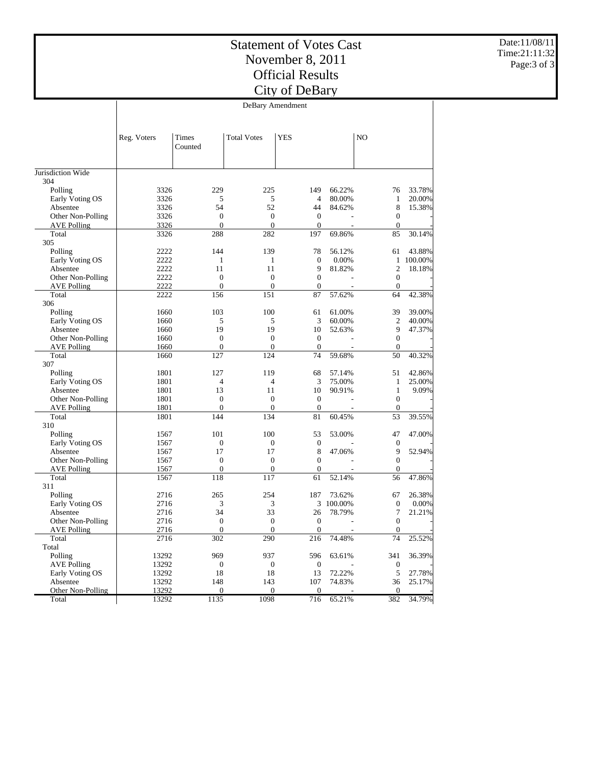# Statement of Votes Cast
# November 8, 2011
# Official Results
# City of DeBary

DeBary Amendment

| | Reg. Voters | Times Counted | Total Votes | YES | | NO | |
|---|---|---|---|---|---|---|---|
| Jurisdiction Wide | | | | | | | |
| 304 | | | | | | | |
| Polling | 3326 | 229 | 225 | 149 | 66.22% | 76 | 33.78% |
| Early Voting OS | 3326 | 5 | 5 | 4 | 80.00% | 1 | 20.00% |
| Absentee | 3326 | 54 | 52 | 44 | 84.62% | 8 | 15.38% |
| Other Non-Polling | 3326 | 0 | 0 | 0 | - | 0 | - |
| AVE Polling | 3326 | 0 | 0 | 0 | - | 0 | - |
| Total | 3326 | 288 | 282 | 197 | 69.86% | 85 | 30.14% |
| 305 | | | | | | | |
| Polling | 2222 | 144 | 139 | 78 | 56.12% | 61 | 43.88% |
| Early Voting OS | 2222 | 1 | 1 | 0 | 0.00% | 1 | 100.00% |
| Absentee | 2222 | 11 | 11 | 9 | 81.82% | 2 | 18.18% |
| Other Non-Polling | 2222 | 0 | 0 | 0 | - | 0 | - |
| AVE Polling | 2222 | 0 | 0 | 0 | - | 0 | - |
| Total | 2222 | 156 | 151 | 87 | 57.62% | 64 | 42.38% |
| 306 | | | | | | | |
| Polling | 1660 | 103 | 100 | 61 | 61.00% | 39 | 39.00% |
| Early Voting OS | 1660 | 5 | 5 | 3 | 60.00% | 2 | 40.00% |
| Absentee | 1660 | 19 | 19 | 10 | 52.63% | 9 | 47.37% |
| Other Non-Polling | 1660 | 0 | 0 | 0 | - | 0 | - |
| AVE Polling | 1660 | 0 | 0 | 0 | - | 0 | - |
| Total | 1660 | 127 | 124 | 74 | 59.68% | 50 | 40.32% |
| 307 | | | | | | | |
| Polling | 1801 | 127 | 119 | 68 | 57.14% | 51 | 42.86% |
| Early Voting OS | 1801 | 4 | 4 | 3 | 75.00% | 1 | 25.00% |
| Absentee | 1801 | 13 | 11 | 10 | 90.91% | 1 | 9.09% |
| Other Non-Polling | 1801 | 0 | 0 | 0 | - | 0 | - |
| AVE Polling | 1801 | 0 | 0 | 0 | - | 0 | - |
| Total | 1801 | 144 | 134 | 81 | 60.45% | 53 | 39.55% |
| 310 | | | | | | | |
| Polling | 1567 | 101 | 100 | 53 | 53.00% | 47 | 47.00% |
| Early Voting OS | 1567 | 0 | 0 | 0 | - | 0 | - |
| Absentee | 1567 | 17 | 17 | 8 | 47.06% | 9 | 52.94% |
| Other Non-Polling | 1567 | 0 | 0 | 0 | - | 0 | - |
| AVE Polling | 1567 | 0 | 0 | 0 | - | 0 | - |
| Total | 1567 | 118 | 117 | 61 | 52.14% | 56 | 47.86% |
| 311 | | | | | | | |
| Polling | 2716 | 265 | 254 | 187 | 73.62% | 67 | 26.38% |
| Early Voting OS | 2716 | 3 | 3 | 3 | 100.00% | 0 | 0.00% |
| Absentee | 2716 | 34 | 33 | 26 | 78.79% | 7 | 21.21% |
| Other Non-Polling | 2716 | 0 | 0 | 0 | - | 0 | - |
| AVE Polling | 2716 | 0 | 0 | 0 | - | 0 | - |
| Total | 2716 | 302 | 290 | 216 | 74.48% | 74 | 25.52% |
| Total | | | | | | | |
| Polling | 13292 | 969 | 937 | 596 | 63.61% | 341 | 36.39% |
| AVE Polling | 13292 | 0 | 0 | 0 | - | 0 | - |
| Early Voting OS | 13292 | 18 | 18 | 13 | 72.22% | 5 | 27.78% |
| Absentee | 13292 | 148 | 143 | 107 | 74.83% | 36 | 25.17% |
| Other Non-Polling | 13292 | 0 | 0 | 0 | - | 0 | - |
| Total | 13292 | 1135 | 1098 | 716 | 65.21% | 382 | 34.79% |